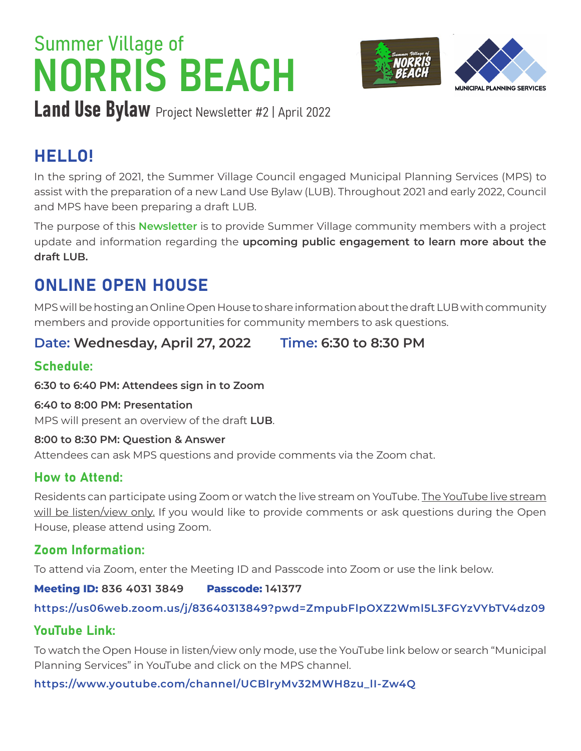# Summer Village of NORRIS BEACH

**Land Use Bylaw** Project Newsletter #2 | April 2022

## HELLO!

In the spring of 2021, the Summer Village Council engaged Municipal Planning Services (MPS) to assist with the preparation of a new Land Use Bylaw (LUB). Throughout 2021 and early 2022, Council and MPS have been preparing a draft LUB.

The purpose of this **Newsletter** is to provide Summer Village community members with a project update and information regarding the **upcoming public engagement to learn more about the draft LUB.**

## ONLINE OPEN HOUSE

MPS will be hosting an Online Open House to share information about the draft LUB with community members and provide opportunities for community members to ask questions.

**Date: Wednesday, April 27, 2022** **Time: 6:30 to 8:30 PM**

### Schedule:

**6:30 to 6:40 PM: Attendees sign in to Zoom**

**6:40 to 8:00 PM: Presentation**
MPS will present an overview of the draft **LUB**.

**8:00 to 8:30 PM: Question & Answer**
Attendees can ask MPS questions and provide comments via the Zoom chat.

### How to Attend:

Residents can participate using Zoom or watch the live stream on YouTube. The YouTube live stream will be listen/view only. If you would like to provide comments or ask questions during the Open House, please attend using Zoom.

### Zoom Information:

To attend via Zoom, enter the Meeting ID and Passcode into Zoom or use the link below.

**Meeting ID:** 836 4031 3849 **Passcode:** 141377

**https://us06web.zoom.us/j/83640313849?pwd=ZmpubFlpOXZ2Wml5L3FGYzVYbTV4dz09**

### YouTube Link:

To watch the Open House in listen/view only mode, use the YouTube link below or search "Municipal Planning Services" in YouTube and click on the MPS channel.

**https://www.youtube.com/channel/UCBlryMv32MWH8zu_Il-Zw4Q**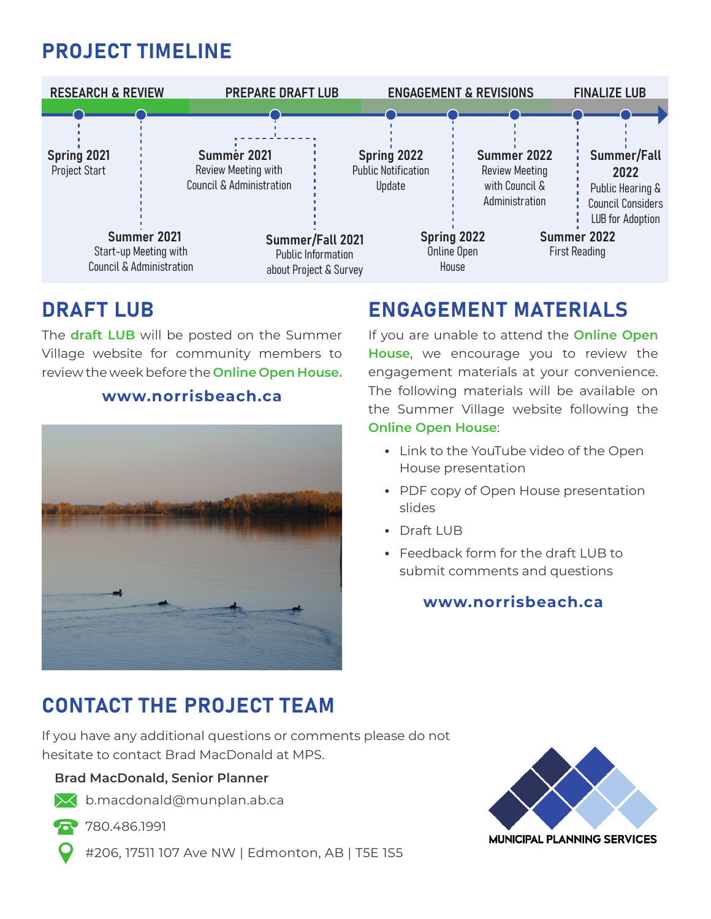## PROJECT TIMELINE

RESEARCH & REVIEW

PREPARE DRAFT LUB

ENGAGEMENT & REVISIONS

FINALIZE LUB

**Spring 2021**
Project Start

**Summer 2021**
Start-up Meeting with Council & Administration

**Summer 2021**
Review Meeting with Council & Administration

**Summer/Fall 2021**
Public Information about Project & Survey

**Spring 2022**
Public Notification Update

**Spring 2022**
Online Open House

**Summer 2022**
Review Meeting with Council & Administration

**Summer 2022**
First Reading

**Summer/Fall 2022**
Public Hearing & Council Considers LUB for Adoption

## DRAFT LUB

The **draft LUB** will be posted on the Summer Village website for community members to review the week before the **Online Open House.**

**www.norrisbeach.ca**

## ENGAGEMENT MATERIALS

If you are unable to attend the **Online Open House**, we encourage you to review the engagement materials at your convenience. The following materials will be available on the Summer Village website following the **Online Open House**:

- Link to the YouTube video of the Open House presentation
- PDF copy of Open House presentation slides
- Draft LUB
- Feedback form for the draft LUB to submit comments and questions

**www.norrisbeach.ca**

## CONTACT THE PROJECT TEAM

If you have any additional questions or comments please do not hesitate to contact Brad MacDonald at MPS.

**Brad MacDonald, Senior Planner**

b.macdonald@munplan.ab.ca

780.486.1991

#206, 17511 107 Ave NW | Edmonton, AB | T5E 1S5

MUNICIPAL PLANNING SERVICES